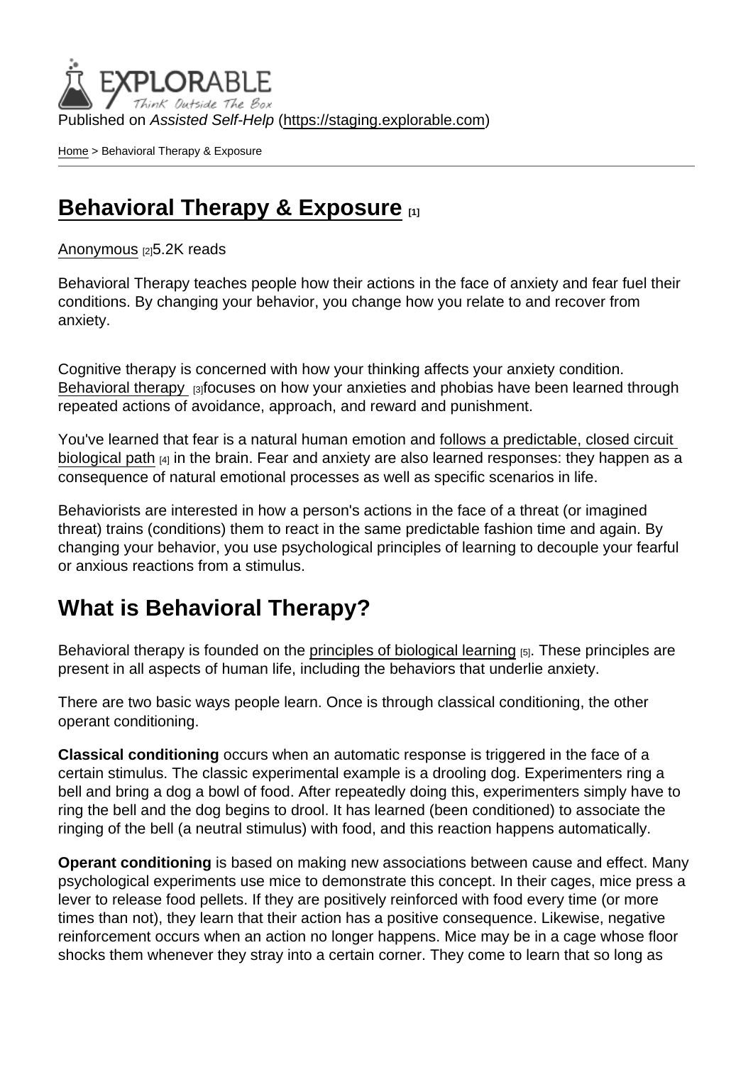Published on *Assisted Self-Help* (https://staging.explorable.com)

Home > Behavioral Therapy & Exposure

# Behavioral Therapy & Exposure [1]

Anonymous [2] 5.2K reads

Behavioral Therapy teaches people how their actions in the face of anxiety and fear fuel their conditions. By changing your behavior, you change how you relate to and recover from anxiety.

Cognitive therapy is concerned with how your thinking affects your anxiety condition. Behavioral therapy [3] focuses on how your anxieties and phobias have been learned through repeated actions of avoidance, approach, and reward and punishment.

You've learned that fear is a natural human emotion and follows a predictable, closed circuit biological path [4] in the brain. Fear and anxiety are also learned responses: they happen as a consequence of natural emotional processes as well as specific scenarios in life.

Behaviorists are interested in how a person's actions in the face of a threat (or imagined threat) trains (conditions) them to react in the same predictable fashion time and again. By changing your behavior, you use psychological principles of learning to decouple your fearful or anxious reactions from a stimulus.

## What is Behavioral Therapy?

Behavioral therapy is founded on the principles of biological learning [5]. These principles are present in all aspects of human life, including the behaviors that underlie anxiety.

There are two basic ways people learn. Once is through classical conditioning, the other operant conditioning.

**Classical conditioning** occurs when an automatic response is triggered in the face of a certain stimulus. The classic experimental example is a drooling dog. Experimenters ring a bell and bring a dog a bowl of food. After repeatedly doing this, experimenters simply have to ring the bell and the dog begins to drool. It has learned (been conditioned) to associate the ringing of the bell (a neutral stimulus) with food, and this reaction happens automatically.

**Operant conditioning** is based on making new associations between cause and effect. Many psychological experiments use mice to demonstrate this concept. In their cages, mice press a lever to release food pellets. If they are positively reinforced with food every time (or more times than not), they learn that their action has a positive consequence. Likewise, negative reinforcement occurs when an action no longer happens. Mice may be in a cage whose floor shocks them whenever they stray into a certain corner. They come to learn that so long as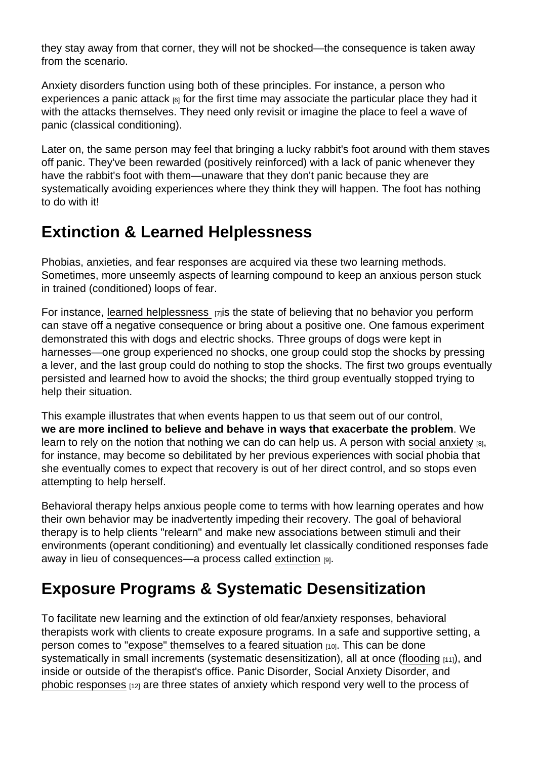they stay away from that corner, they will not be shocked—the consequence is taken away from the scenario.

Anxiety disorders function using both of these principles. For instance, a person who experiences a panic attack [6] for the first time may associate the particular place they had it with the attacks themselves. They need only revisit or imagine the place to feel a wave of panic (classical conditioning).

Later on, the same person may feel that bringing a lucky rabbit's foot around with them staves off panic. They've been rewarded (positively reinforced) with a lack of panic whenever they have the rabbit's foot with them—unaware that they don't panic because they are systematically avoiding experiences where they think they will happen. The foot has nothing to do with it!

## Extinction & Learned Helplessness

Phobias, anxieties, and fear responses are acquired via these two learning methods. Sometimes, more unseemly aspects of learning compound to keep an anxious person stuck in trained (conditioned) loops of fear.

For instance, learned helplessness [7] is the state of believing that no behavior you perform can stave off a negative consequence or bring about a positive one. One famous experiment demonstrated this with dogs and electric shocks. Three groups of dogs were kept in harnesses—one group experienced no shocks, one group could stop the shocks by pressing a lever, and the last group could do nothing to stop the shocks. The first two groups eventually persisted and learned how to avoid the shocks; the third group eventually stopped trying to help their situation.

This example illustrates that when events happen to us that seem out of our control, **we are more inclined to believe and behave in ways that exacerbate the problem**. We learn to rely on the notion that nothing we can do can help us. A person with social anxiety [8], for instance, may become so debilitated by her previous experiences with social phobia that she eventually comes to expect that recovery is out of her direct control, and so stops even attempting to help herself.

Behavioral therapy helps anxious people come to terms with how learning operates and how their own behavior may be inadvertently impeding their recovery. The goal of behavioral therapy is to help clients "relearn" and make new associations between stimuli and their environments (operant conditioning) and eventually let classically conditioned responses fade away in lieu of consequences—a process called extinction [9].

## Exposure Programs & Systematic Desensitization

To facilitate new learning and the extinction of old fear/anxiety responses, behavioral therapists work with clients to create exposure programs. In a safe and supportive setting, a person comes to "expose" themselves to a feared situation [10]. This can be done systematically in small increments (systematic desensitization), all at once (flooding [11]), and inside or outside of the therapist's office. Panic Disorder, Social Anxiety Disorder, and phobic responses [12] are three states of anxiety which respond very well to the process of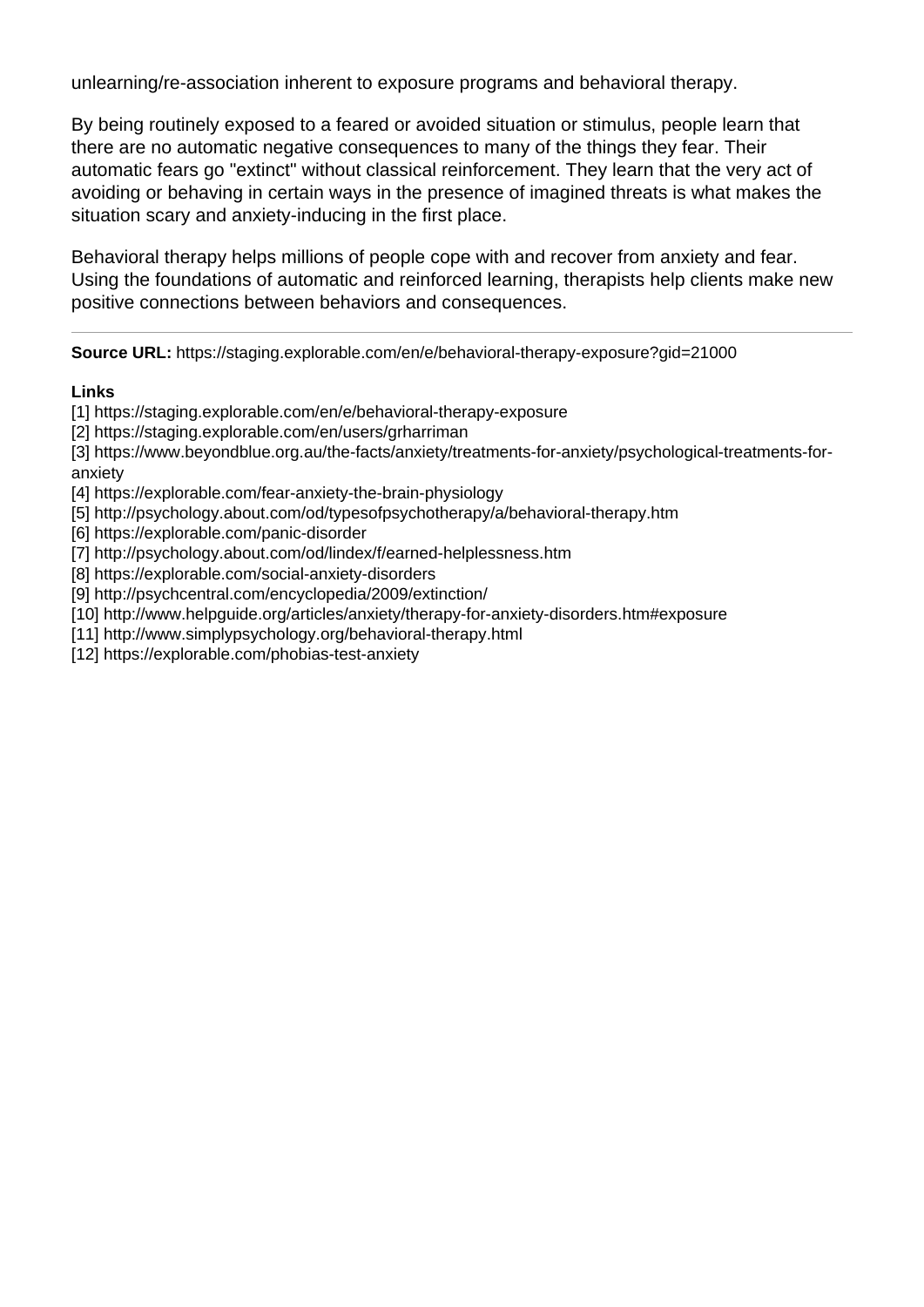unlearning/re-association inherent to exposure programs and behavioral therapy.

By being routinely exposed to a feared or avoided situation or stimulus, people learn that there are no automatic negative consequences to many of the things they fear. Their automatic fears go "extinct" without classical reinforcement. They learn that the very act of avoiding or behaving in certain ways in the presence of imagined threats is what makes the situation scary and anxiety-inducing in the first place.

Behavioral therapy helps millions of people cope with and recover from anxiety and fear. Using the foundations of automatic and reinforced learning, therapists help clients make new positive connections between behaviors and consequences.

---

**Source URL:** https://staging.explorable.com/en/e/behavioral-therapy-exposure?gid=21000

**Links**
[1] https://staging.explorable.com/en/e/behavioral-therapy-exposure
[2] https://staging.explorable.com/en/users/grharriman
[3] https://www.beyondblue.org.au/the-facts/anxiety/treatments-for-anxiety/psychological-treatments-for-anxiety
[4] https://explorable.com/fear-anxiety-the-brain-physiology
[5] http://psychology.about.com/od/typesofpsychotherapy/a/behavioral-therapy.htm
[6] https://explorable.com/panic-disorder
[7] http://psychology.about.com/od/lindex/f/earned-helplessness.htm
[8] https://explorable.com/social-anxiety-disorders
[9] http://psychcentral.com/encyclopedia/2009/extinction/
[10] http://www.helpguide.org/articles/anxiety/therapy-for-anxiety-disorders.htm#exposure
[11] http://www.simplypsychology.org/behavioral-therapy.html
[12] https://explorable.com/phobias-test-anxiety